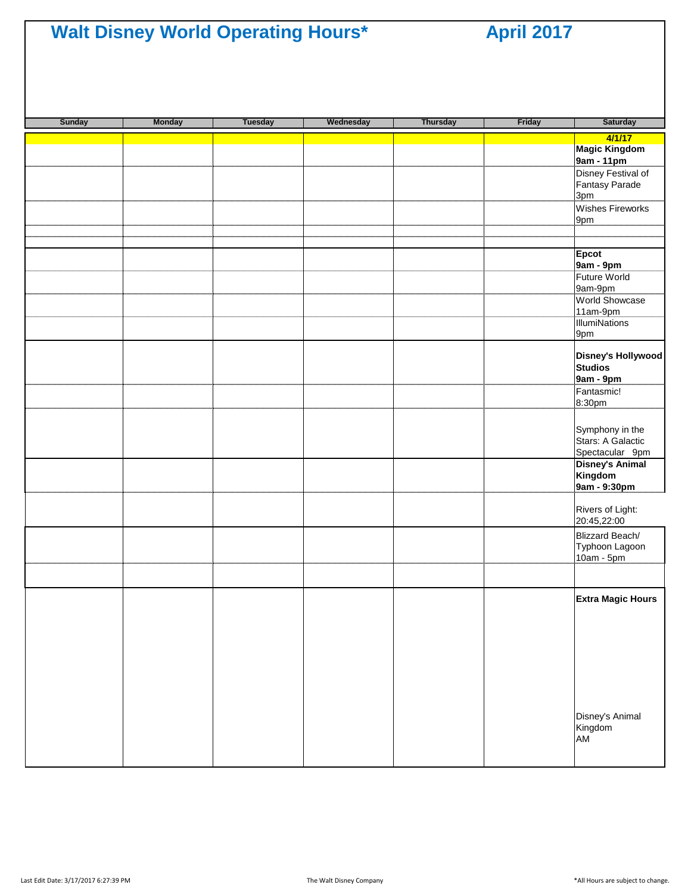# Walt Disney World Operating Hours*

## April 2017

| Sunday | Monday | Tuesday | Wednesday | Thursday | Friday | Saturday |
|---|---|---|---|---|---|---|
| | | | | | | **4/1/17** |
| | | | | | | **Magic Kingdom 9am - 11pm** |
| | | | | | | Disney Festival of Fantasy Parade 3pm |
| | | | | | | Wishes Fireworks 9pm |
| | | | | | | |
| | | | | | | |
| | | | | | | **Epcot 9am - 9pm** |
| | | | | | | Future World 9am-9pm |
| | | | | | | World Showcase 11am-9pm |
| | | | | | | IllumiNations 9pm |
| | | | | | | **Disney's Hollywood Studios 9am - 9pm** |
| | | | | | | Fantasmic! 8:30pm |
| | | | | | | Symphony in the Stars: A Galactic Spectacular 9pm |
| | | | | | | **Disney's Animal Kingdom 9am - 9:30pm** |
| | | | | | | Rivers of Light: 20:45,22:00 |
| | | | | | | Blizzard Beach/ Typhoon Lagoon 10am - 5pm |
| | | | | | | |
| | | | | | | **Extra Magic Hours** Disney's Animal Kingdom AM |

*All Hours are subject to change.

Last Edit Date: 3/17/2017 6:27:39 PM

The Walt Disney Company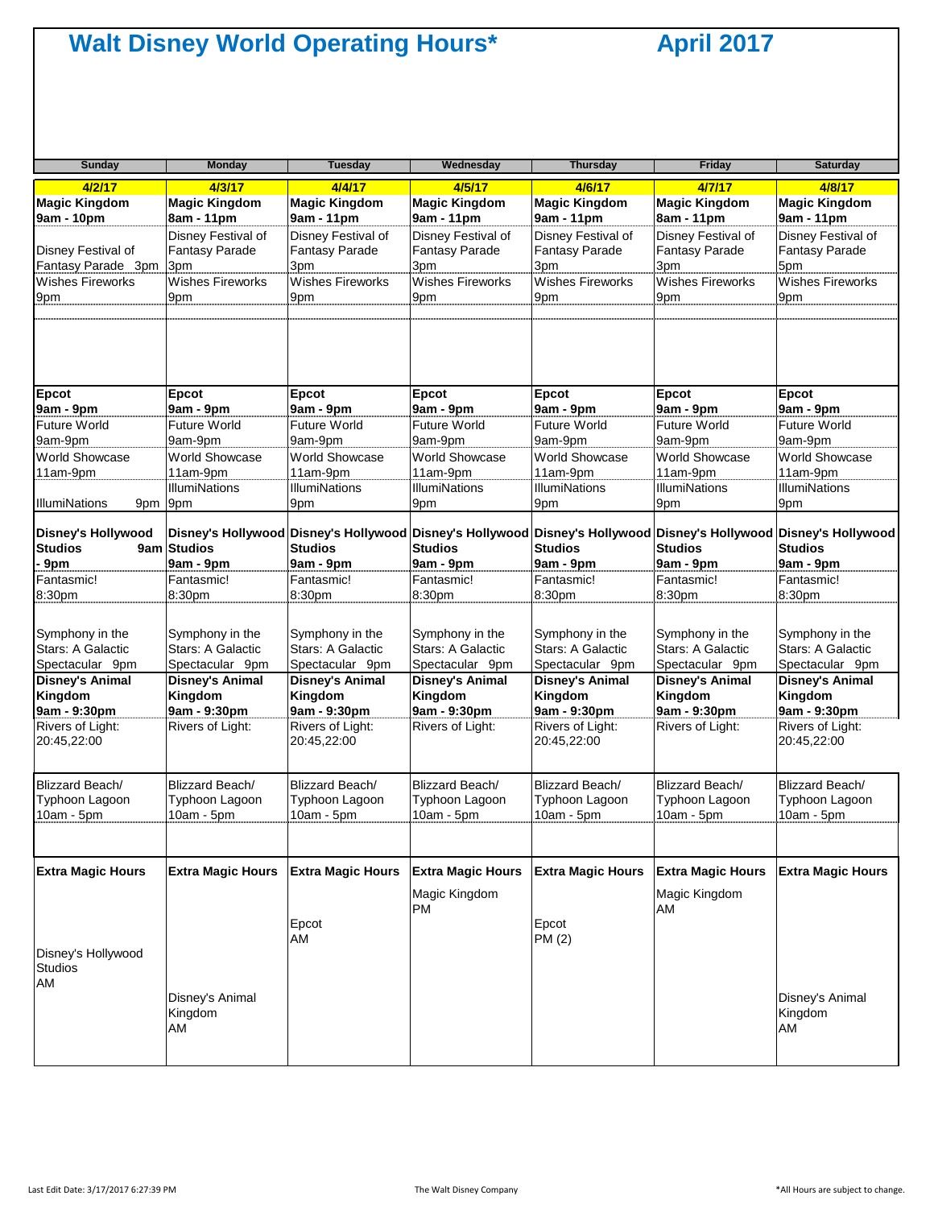# Walt Disney World Operating Hours* April 2017

| Sunday | Monday | Tuesday | Wednesday | Thursday | Friday | Saturday |
|---|---|---|---|---|---|---|
| **4/2/17** | **4/3/17** | **4/4/17** | **4/5/17** | **4/6/17** | **4/7/17** | **4/8/17** |
| **Magic Kingdom 9am - 10pm** | **Magic Kingdom 8am - 11pm** | **Magic Kingdom 9am - 11pm** | **Magic Kingdom 9am - 11pm** | **Magic Kingdom 9am - 11pm** | **Magic Kingdom 8am - 11pm** | **Magic Kingdom 9am - 11pm** |
| Disney Festival of Fantasy Parade 3pm | Disney Festival of Fantasy Parade 3pm | Disney Festival of Fantasy Parade 3pm | Disney Festival of Fantasy Parade 3pm | Disney Festival of Fantasy Parade 3pm | Disney Festival of Fantasy Parade 3pm | Disney Festival of Fantasy Parade 5pm |
| Wishes Fireworks 9pm | Wishes Fireworks 9pm | Wishes Fireworks 9pm | Wishes Fireworks 9pm | Wishes Fireworks 9pm | Wishes Fireworks 9pm | Wishes Fireworks 9pm |
| **Epcot 9am - 9pm** | **Epcot 9am - 9pm** | **Epcot 9am - 9pm** | **Epcot 9am - 9pm** | **Epcot 9am - 9pm** | **Epcot 9am - 9pm** | **Epcot 9am - 9pm** |
| Future World 9am-9pm | Future World 9am-9pm | Future World 9am-9pm | Future World 9am-9pm | Future World 9am-9pm | Future World 9am-9pm | Future World 9am-9pm |
| World Showcase 11am-9pm | World Showcase 11am-9pm | World Showcase 11am-9pm | World Showcase 11am-9pm | World Showcase 11am-9pm | World Showcase 11am-9pm | World Showcase 11am-9pm |
| IllumiNations 9pm | IllumiNations 9pm | IllumiNations 9pm | IllumiNations 9pm | IllumiNations 9pm | IllumiNations 9pm | IllumiNations 9pm |
| **Disney's Hollywood Studios 9am - 9pm** | **Disney's Hollywood Studios 9am - 9pm** | **Disney's Hollywood Studios 9am - 9pm** | **Disney's Hollywood Studios 9am - 9pm** | **Disney's Hollywood Studios 9am - 9pm** | **Disney's Hollywood Studios 9am - 9pm** | **Disney's Hollywood Studios 9am - 9pm** |
| Fantasmic! 8:30pm | Fantasmic! 8:30pm | Fantasmic! 8:30pm | Fantasmic! 8:30pm | Fantasmic! 8:30pm | Fantasmic! 8:30pm | Fantasmic! 8:30pm |
| Symphony in the Stars: A Galactic Spectacular 9pm | Symphony in the Stars: A Galactic Spectacular 9pm | Symphony in the Stars: A Galactic Spectacular 9pm | Symphony in the Stars: A Galactic Spectacular 9pm | Symphony in the Stars: A Galactic Spectacular 9pm | Symphony in the Stars: A Galactic Spectacular 9pm | Symphony in the Stars: A Galactic Spectacular 9pm |
| **Disney's Animal Kingdom 9am - 9:30pm** | **Disney's Animal Kingdom 9am - 9:30pm** | **Disney's Animal Kingdom 9am - 9:30pm** | **Disney's Animal Kingdom 9am - 9:30pm** | **Disney's Animal Kingdom 9am - 9:30pm** | **Disney's Animal Kingdom 9am - 9:30pm** | **Disney's Animal Kingdom 9am - 9:30pm** |
| Rivers of Light: 20:45,22:00 | Rivers of Light: | Rivers of Light: 20:45,22:00 | Rivers of Light: | Rivers of Light: 20:45,22:00 | Rivers of Light: | Rivers of Light: 20:45,22:00 |
| Blizzard Beach/ Typhoon Lagoon 10am - 5pm | Blizzard Beach/ Typhoon Lagoon 10am - 5pm | Blizzard Beach/ Typhoon Lagoon 10am - 5pm | Blizzard Beach/ Typhoon Lagoon 10am - 5pm | Blizzard Beach/ Typhoon Lagoon 10am - 5pm | Blizzard Beach/ Typhoon Lagoon 10am - 5pm | Blizzard Beach/ Typhoon Lagoon 10am - 5pm |
| **Extra Magic Hours** | **Extra Magic Hours** | **Extra Magic Hours** | **Extra Magic Hours** | **Extra Magic Hours** | **Extra Magic Hours** | **Extra Magic Hours** |
| Disney's Hollywood Studios AM | Disney's Animal Kingdom AM | Epcot AM | Magic Kingdom PM | Epcot PM (2) | Magic Kingdom AM | Disney's Animal Kingdom AM |

Last Edit Date: 3/17/2017 6:27:39 PM

The Walt Disney Company

*All Hours are subject to change.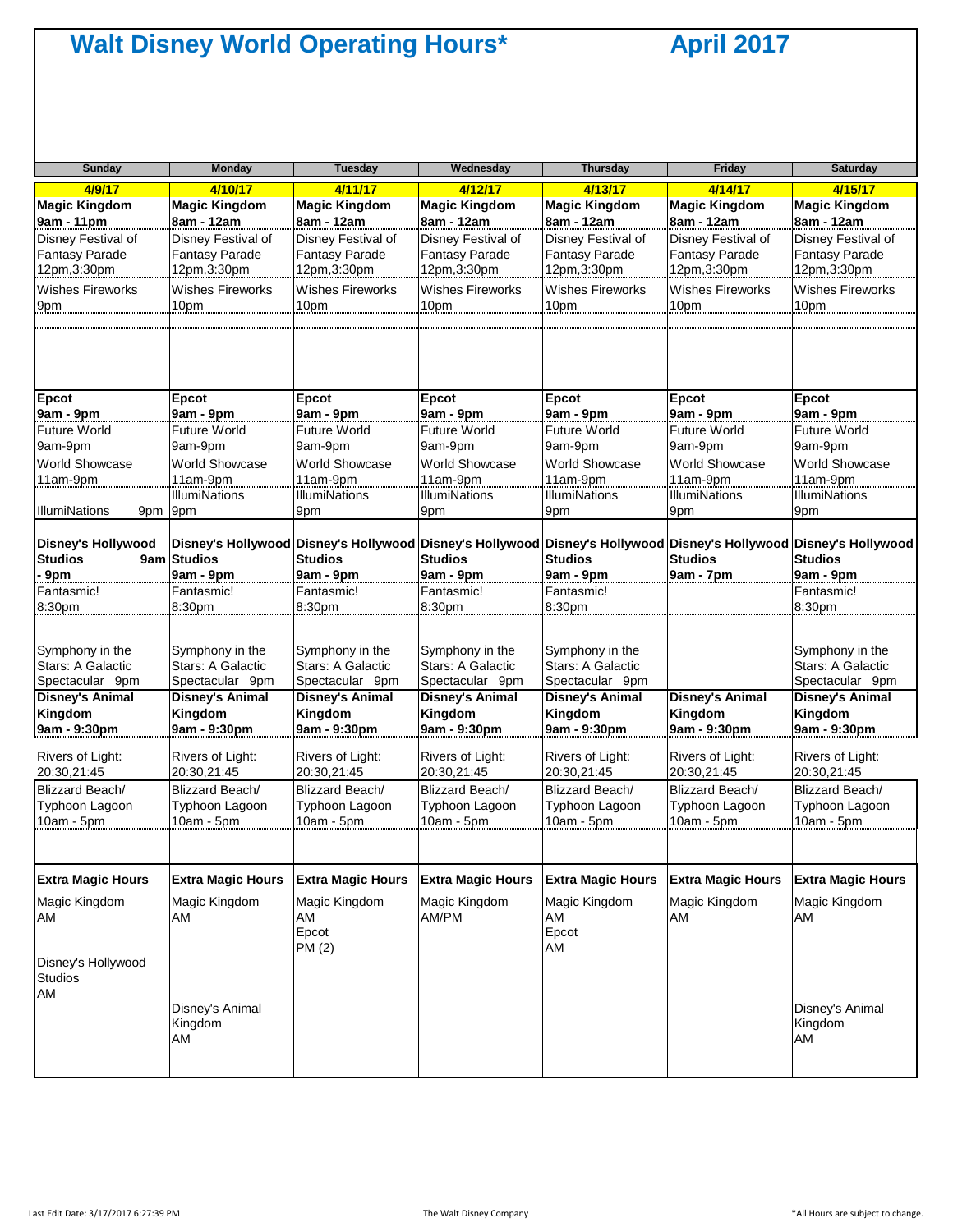# Walt Disney World Operating Hours*

## April 2017

| Sunday | Monday | Tuesday | Wednesday | Thursday | Friday | Saturday |
|---|---|---|---|---|---|---|
| **4/9/17** | **4/10/17** | **4/11/17** | **4/12/17** | **4/13/17** | **4/14/17** | **4/15/17** |
| **Magic Kingdom 9am - 11pm** | **Magic Kingdom 8am - 12am** | **Magic Kingdom 8am - 12am** | **Magic Kingdom 8am - 12am** | **Magic Kingdom 8am - 12am** | **Magic Kingdom 8am - 12am** | **Magic Kingdom 8am - 12am** |
| Disney Festival of Fantasy Parade 12pm,3:30pm | Disney Festival of Fantasy Parade 12pm,3:30pm | Disney Festival of Fantasy Parade 12pm,3:30pm | Disney Festival of Fantasy Parade 12pm,3:30pm | Disney Festival of Fantasy Parade 12pm,3:30pm | Disney Festival of Fantasy Parade 12pm,3:30pm | Disney Festival of Fantasy Parade 12pm,3:30pm |
| Wishes Fireworks 9pm | Wishes Fireworks 10pm | Wishes Fireworks 10pm | Wishes Fireworks 10pm | Wishes Fireworks 10pm | Wishes Fireworks 10pm | Wishes Fireworks 10pm |
| **Epcot 9am - 9pm** | **Epcot 9am - 9pm** | **Epcot 9am - 9pm** | **Epcot 9am - 9pm** | **Epcot 9am - 9pm** | **Epcot 9am - 9pm** | **Epcot 9am - 9pm** |
| Future World 9am-9pm | Future World 9am-9pm | Future World 9am-9pm | Future World 9am-9pm | Future World 9am-9pm | Future World 9am-9pm | Future World 9am-9pm |
| World Showcase 11am-9pm | World Showcase 11am-9pm | World Showcase 11am-9pm | World Showcase 11am-9pm | World Showcase 11am-9pm | World Showcase 11am-9pm | World Showcase 11am-9pm |
| IllumiNations 9pm | IllumiNations 9pm | IllumiNations 9pm | IllumiNations 9pm | IllumiNations 9pm | IllumiNations 9pm | IllumiNations 9pm |
| **Disney's Hollywood Studios 9am - 9pm** | **Disney's Hollywood Studios 9am - 9pm** | **Disney's Hollywood Studios 9am - 9pm** | **Disney's Hollywood Studios 9am - 9pm** | **Disney's Hollywood Studios 9am - 9pm** | **Disney's Hollywood Studios 9am - 7pm** | **Disney's Hollywood Studios 9am - 9pm** |
| Fantasmic! 8:30pm | Fantasmic! 8:30pm | Fantasmic! 8:30pm | Fantasmic! 8:30pm | Fantasmic! 8:30pm | | Fantasmic! 8:30pm |
| Symphony in the Stars: A Galactic Spectacular 9pm | Symphony in the Stars: A Galactic Spectacular 9pm | Symphony in the Stars: A Galactic Spectacular 9pm | Symphony in the Stars: A Galactic Spectacular 9pm | Symphony in the Stars: A Galactic Spectacular 9pm | | Symphony in the Stars: A Galactic Spectacular 9pm |
| **Disney's Animal Kingdom 9am - 9:30pm** | **Disney's Animal Kingdom 9am - 9:30pm** | **Disney's Animal Kingdom 9am - 9:30pm** | **Disney's Animal Kingdom 9am - 9:30pm** | **Disney's Animal Kingdom 9am - 9:30pm** | **Disney's Animal Kingdom 9am - 9:30pm** | **Disney's Animal Kingdom 9am - 9:30pm** |
| Rivers of Light: 20:30,21:45 | Rivers of Light: 20:30,21:45 | Rivers of Light: 20:30,21:45 | Rivers of Light: 20:30,21:45 | Rivers of Light: 20:30,21:45 | Rivers of Light: 20:30,21:45 | Rivers of Light: 20:30,21:45 |
| Blizzard Beach/ Typhoon Lagoon 10am - 5pm | Blizzard Beach/ Typhoon Lagoon 10am - 5pm | Blizzard Beach/ Typhoon Lagoon 10am - 5pm | Blizzard Beach/ Typhoon Lagoon 10am - 5pm | Blizzard Beach/ Typhoon Lagoon 10am - 5pm | Blizzard Beach/ Typhoon Lagoon 10am - 5pm | Blizzard Beach/ Typhoon Lagoon 10am - 5pm |
| **Extra Magic Hours** | **Extra Magic Hours** | **Extra Magic Hours** | **Extra Magic Hours** | **Extra Magic Hours** | **Extra Magic Hours** | **Extra Magic Hours** |
| Magic Kingdom AM | Magic Kingdom AM | Magic Kingdom AM; Epcot PM (2) | Magic Kingdom AM/PM | Magic Kingdom AM; Epcot AM | Magic Kingdom AM | Magic Kingdom AM |
| Disney's Hollywood Studios AM | | | | | | |
| | Disney's Animal Kingdom AM | | | | | Disney's Animal Kingdom AM |

Last Edit Date: 3/17/2017 6:27:39 PM — The Walt Disney Company — *All Hours are subject to change.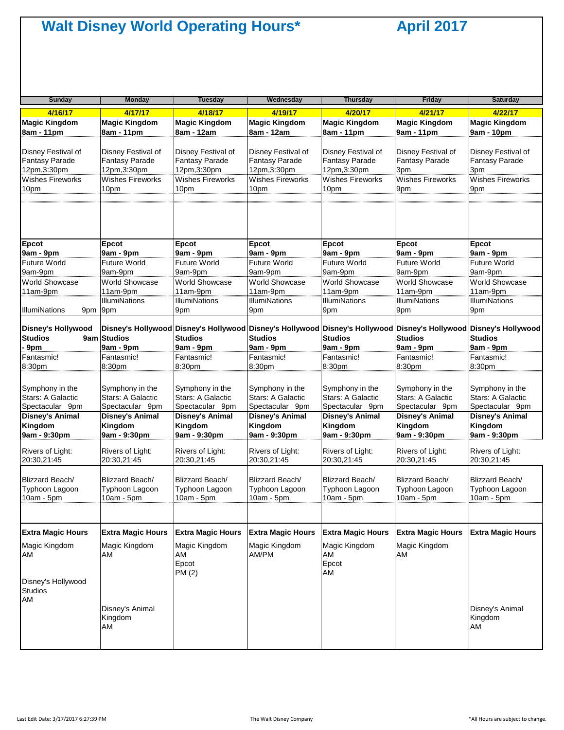# Walt Disney World Operating Hours*

# April 2017

| Sunday | Monday | Tuesday | Wednesday | Thursday | Friday | Saturday |
|---|---|---|---|---|---|---|
| **4/16/17** | **4/17/17** | **4/18/17** | **4/19/17** | **4/20/17** | **4/21/17** | **4/22/17** |
| **Magic Kingdom 8am - 11pm** | **Magic Kingdom 8am - 11pm** | **Magic Kingdom 8am - 12am** | **Magic Kingdom 8am - 12am** | **Magic Kingdom 8am - 11pm** | **Magic Kingdom 9am - 11pm** | **Magic Kingdom 9am - 10pm** |
| Disney Festival of Fantasy Parade 12pm,3:30pm | Disney Festival of Fantasy Parade 12pm,3:30pm | Disney Festival of Fantasy Parade 12pm,3:30pm | Disney Festival of Fantasy Parade 12pm,3:30pm | Disney Festival of Fantasy Parade 12pm,3:30pm | Disney Festival of Fantasy Parade 3pm | Disney Festival of Fantasy Parade 3pm |
| Wishes Fireworks 10pm | Wishes Fireworks 10pm | Wishes Fireworks 10pm | Wishes Fireworks 10pm | Wishes Fireworks 10pm | Wishes Fireworks 9pm | Wishes Fireworks 9pm |
| **Epcot 9am - 9pm** | **Epcot 9am - 9pm** | **Epcot 9am - 9pm** | **Epcot 9am - 9pm** | **Epcot 9am - 9pm** | **Epcot 9am - 9pm** | **Epcot 9am - 9pm** |
| Future World 9am-9pm | Future World 9am-9pm | Future World 9am-9pm | Future World 9am-9pm | Future World 9am-9pm | Future World 9am-9pm | Future World 9am-9pm |
| World Showcase 11am-9pm | World Showcase 11am-9pm | World Showcase 11am-9pm | World Showcase 11am-9pm | World Showcase 11am-9pm | World Showcase 11am-9pm | World Showcase 11am-9pm |
| IllumiNations 9pm | IllumiNations 9pm | IllumiNations 9pm | IllumiNations 9pm | IllumiNations 9pm | IllumiNations 9pm | IllumiNations 9pm |
| **Disney's Hollywood Studios 9am - 9pm** | **Disney's Hollywood Studios 9am - 9pm** | **Disney's Hollywood Studios 9am - 9pm** | **Disney's Hollywood Studios 9am - 9pm** | **Disney's Hollywood Studios 9am - 9pm** | **Disney's Hollywood Studios 9am - 9pm** | **Disney's Hollywood Studios 9am - 9pm** |
| Fantasmic! 8:30pm | Fantasmic! 8:30pm | Fantasmic! 8:30pm | Fantasmic! 8:30pm | Fantasmic! 8:30pm | Fantasmic! 8:30pm | Fantasmic! 8:30pm |
| Symphony in the Stars: A Galactic Spectacular 9pm | Symphony in the Stars: A Galactic Spectacular 9pm | Symphony in the Stars: A Galactic Spectacular 9pm | Symphony in the Stars: A Galactic Spectacular 9pm | Symphony in the Stars: A Galactic Spectacular 9pm | Symphony in the Stars: A Galactic Spectacular 9pm | Symphony in the Stars: A Galactic Spectacular 9pm |
| **Disney's Animal Kingdom 9am - 9:30pm** | **Disney's Animal Kingdom 9am - 9:30pm** | **Disney's Animal Kingdom 9am - 9:30pm** | **Disney's Animal Kingdom 9am - 9:30pm** | **Disney's Animal Kingdom 9am - 9:30pm** | **Disney's Animal Kingdom 9am - 9:30pm** | **Disney's Animal Kingdom 9am - 9:30pm** |
| Rivers of Light: 20:30,21:45 | Rivers of Light: 20:30,21:45 | Rivers of Light: 20:30,21:45 | Rivers of Light: 20:30,21:45 | Rivers of Light: 20:30,21:45 | Rivers of Light: 20:30,21:45 | Rivers of Light: 20:30,21:45 |
| Blizzard Beach/ Typhoon Lagoon 10am - 5pm | Blizzard Beach/ Typhoon Lagoon 10am - 5pm | Blizzard Beach/ Typhoon Lagoon 10am - 5pm | Blizzard Beach/ Typhoon Lagoon 10am - 5pm | Blizzard Beach/ Typhoon Lagoon 10am - 5pm | Blizzard Beach/ Typhoon Lagoon 10am - 5pm | Blizzard Beach/ Typhoon Lagoon 10am - 5pm |
| **Extra Magic Hours** | **Extra Magic Hours** | **Extra Magic Hours** | **Extra Magic Hours** | **Extra Magic Hours** | **Extra Magic Hours** | **Extra Magic Hours** |
| Magic Kingdom AM | Magic Kingdom AM | Magic Kingdom AM | Magic Kingdom AM/PM | Magic Kingdom AM | Magic Kingdom AM | |
| | | Epcot PM (2) | | Epcot AM | | |
| Disney's Hollywood Studios AM | | | | | | |
| | Disney's Animal Kingdom AM | | | | | Disney's Animal Kingdom AM |

Last Edit Date: 3/17/2017 6:27:39 PM

The Walt Disney Company

*All Hours are subject to change.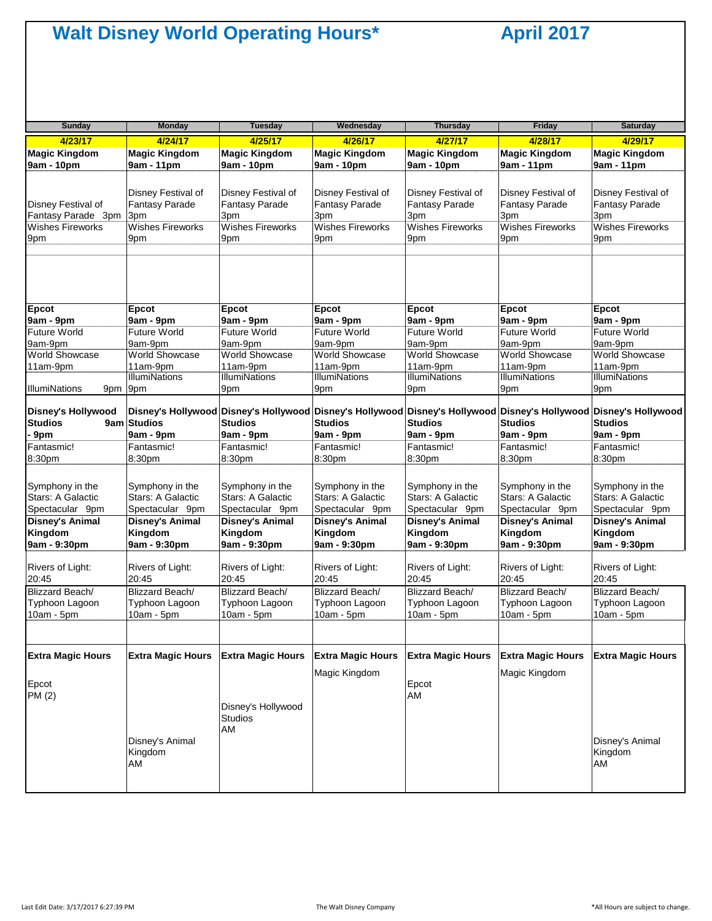# Walt Disney World Operating Hours* April 2017

| Sunday | Monday | Tuesday | Wednesday | Thursday | Friday | Saturday |
|---|---|---|---|---|---|---|
| **4/23/17** | **4/24/17** | **4/25/17** | **4/26/17** | **4/27/17** | **4/28/17** | **4/29/17** |
| **Magic Kingdom 9am - 10pm** | **Magic Kingdom 9am - 11pm** | **Magic Kingdom 9am - 10pm** | **Magic Kingdom 9am - 10pm** | **Magic Kingdom 9am - 10pm** | **Magic Kingdom 9am - 11pm** | **Magic Kingdom 9am - 11pm** |
| Disney Festival of Fantasy Parade 3pm | Disney Festival of Fantasy Parade 3pm | Disney Festival of Fantasy Parade 3pm | Disney Festival of Fantasy Parade 3pm | Disney Festival of Fantasy Parade 3pm | Disney Festival of Fantasy Parade 3pm | Disney Festival of Fantasy Parade 3pm |
| Wishes Fireworks 9pm | Wishes Fireworks 9pm | Wishes Fireworks 9pm | Wishes Fireworks 9pm | Wishes Fireworks 9pm | Wishes Fireworks 9pm | Wishes Fireworks 9pm |
| **Epcot 9am - 9pm** | **Epcot 9am - 9pm** | **Epcot 9am - 9pm** | **Epcot 9am - 9pm** | **Epcot 9am - 9pm** | **Epcot 9am - 9pm** | **Epcot 9am - 9pm** |
| Future World 9am-9pm | Future World 9am-9pm | Future World 9am-9pm | Future World 9am-9pm | Future World 9am-9pm | Future World 9am-9pm | Future World 9am-9pm |
| World Showcase 11am-9pm | World Showcase 11am-9pm | World Showcase 11am-9pm | World Showcase 11am-9pm | World Showcase 11am-9pm | World Showcase 11am-9pm | World Showcase 11am-9pm |
| IllumiNations 9pm | IllumiNations 9pm | IllumiNations 9pm | IllumiNations 9pm | IllumiNations 9pm | IllumiNations 9pm | IllumiNations 9pm |
| **Disney's Hollywood Studios 9am - 9pm** | **Disney's Hollywood Studios 9am - 9pm** | **Disney's Hollywood Studios 9am - 9pm** | **Disney's Hollywood Studios 9am - 9pm** | **Disney's Hollywood Studios 9am - 9pm** | **Disney's Hollywood Studios 9am - 9pm** | **Disney's Hollywood Studios 9am - 9pm** |
| Fantasmic! 8:30pm | Fantasmic! 8:30pm | Fantasmic! 8:30pm | Fantasmic! 8:30pm | Fantasmic! 8:30pm | Fantasmic! 8:30pm | Fantasmic! 8:30pm |
| Symphony in the Stars: A Galactic Spectacular 9pm | Symphony in the Stars: A Galactic Spectacular 9pm | Symphony in the Stars: A Galactic Spectacular 9pm | Symphony in the Stars: A Galactic Spectacular 9pm | Symphony in the Stars: A Galactic Spectacular 9pm | Symphony in the Stars: A Galactic Spectacular 9pm | Symphony in the Stars: A Galactic Spectacular 9pm |
| **Disney's Animal Kingdom 9am - 9:30pm** | **Disney's Animal Kingdom 9am - 9:30pm** | **Disney's Animal Kingdom 9am - 9:30pm** | **Disney's Animal Kingdom 9am - 9:30pm** | **Disney's Animal Kingdom 9am - 9:30pm** | **Disney's Animal Kingdom 9am - 9:30pm** | **Disney's Animal Kingdom 9am - 9:30pm** |
| Rivers of Light: 20:45 | Rivers of Light: 20:45 | Rivers of Light: 20:45 | Rivers of Light: 20:45 | Rivers of Light: 20:45 | Rivers of Light: 20:45 | Rivers of Light: 20:45 |
| Blizzard Beach/ Typhoon Lagoon 10am - 5pm | Blizzard Beach/ Typhoon Lagoon 10am - 5pm | Blizzard Beach/ Typhoon Lagoon 10am - 5pm | Blizzard Beach/ Typhoon Lagoon 10am - 5pm | Blizzard Beach/ Typhoon Lagoon 10am - 5pm | Blizzard Beach/ Typhoon Lagoon 10am - 5pm | Blizzard Beach/ Typhoon Lagoon 10am - 5pm |
| **Extra Magic Hours** | **Extra Magic Hours** | **Extra Magic Hours** | **Extra Magic Hours** | **Extra Magic Hours** | **Extra Magic Hours** | **Extra Magic Hours** |
| Epcot PM (2) | Disney's Animal Kingdom AM | Disney's Hollywood Studios AM | Magic Kingdom | Epcot AM | Magic Kingdom | Disney's Animal Kingdom AM |

Last Edit Date: 3/17/2017 6:27:39 PM — The Walt Disney Company — *All Hours are subject to change.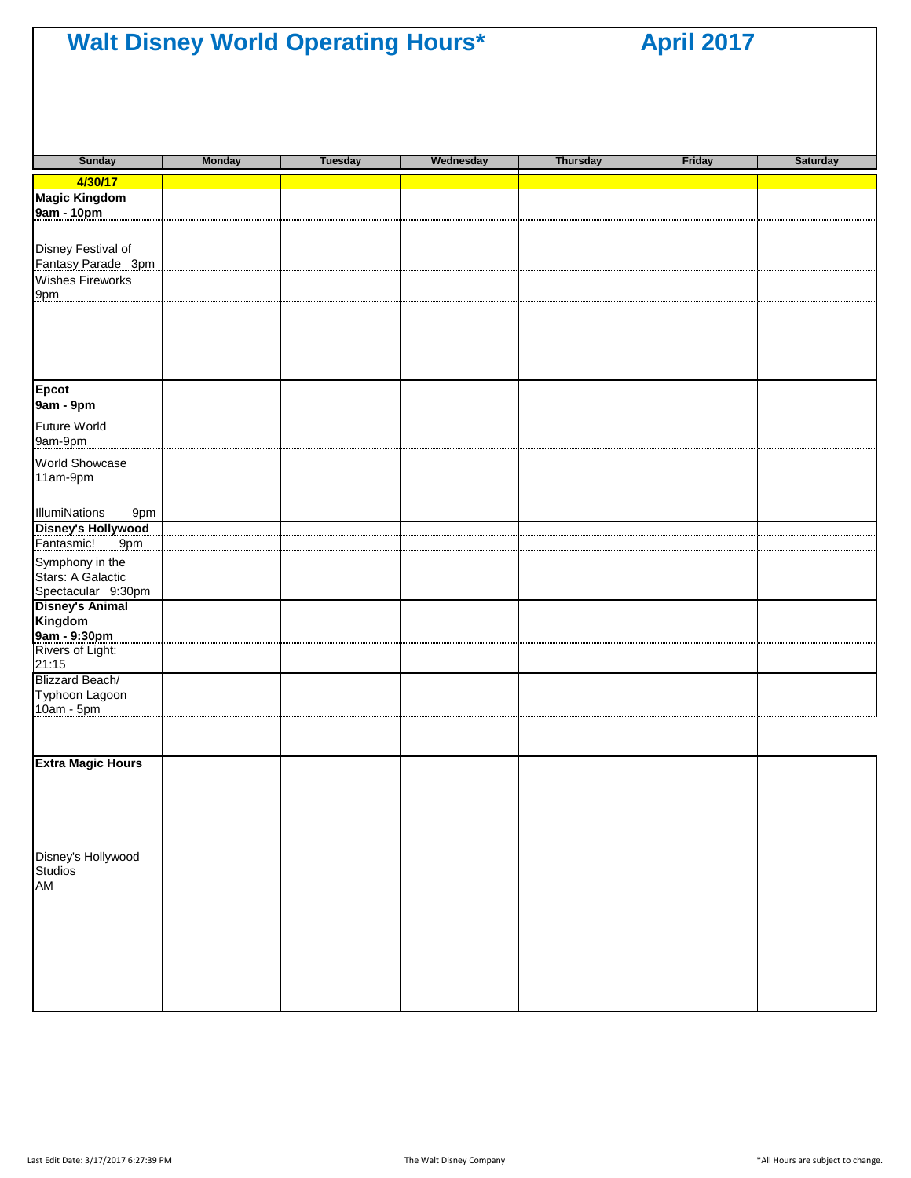# Walt Disney World Operating Hours* April 2017

| Sunday | Monday | Tuesday | Wednesday | Thursday | Friday | Saturday |
|---|---|---|---|---|---|---|
| **4/30/17** | | | | | | |
| **Magic Kingdom 9am - 10pm** | | | | | | |
| Disney Festival of Fantasy Parade 3pm | | | | | | |
| Wishes Fireworks 9pm | | | | | | |
| | | | | | | |
| | | | | | | |
| **Epcot 9am - 9pm** | | | | | | |
| Future World 9am-9pm | | | | | | |
| World Showcase 11am-9pm | | | | | | |
| IllumiNations 9pm | | | | | | |
| **Disney's Hollywood** | | | | | | |
| Fantasmic! 9pm | | | | | | |
| Symphony in the Stars: A Galactic Spectacular 9:30pm | | | | | | |
| **Disney's Animal Kingdom 9am - 9:30pm** | | | | | | |
| Rivers of Light: 21:15 | | | | | | |
| Blizzard Beach/ Typhoon Lagoon 10am - 5pm | | | | | | |
| | | | | | | |
| **Extra Magic Hours** Disney's Hollywood Studios AM | | | | | | |

Last Edit Date: 3/17/2017 6:27:39 PM

The Walt Disney Company

*All Hours are subject to change.